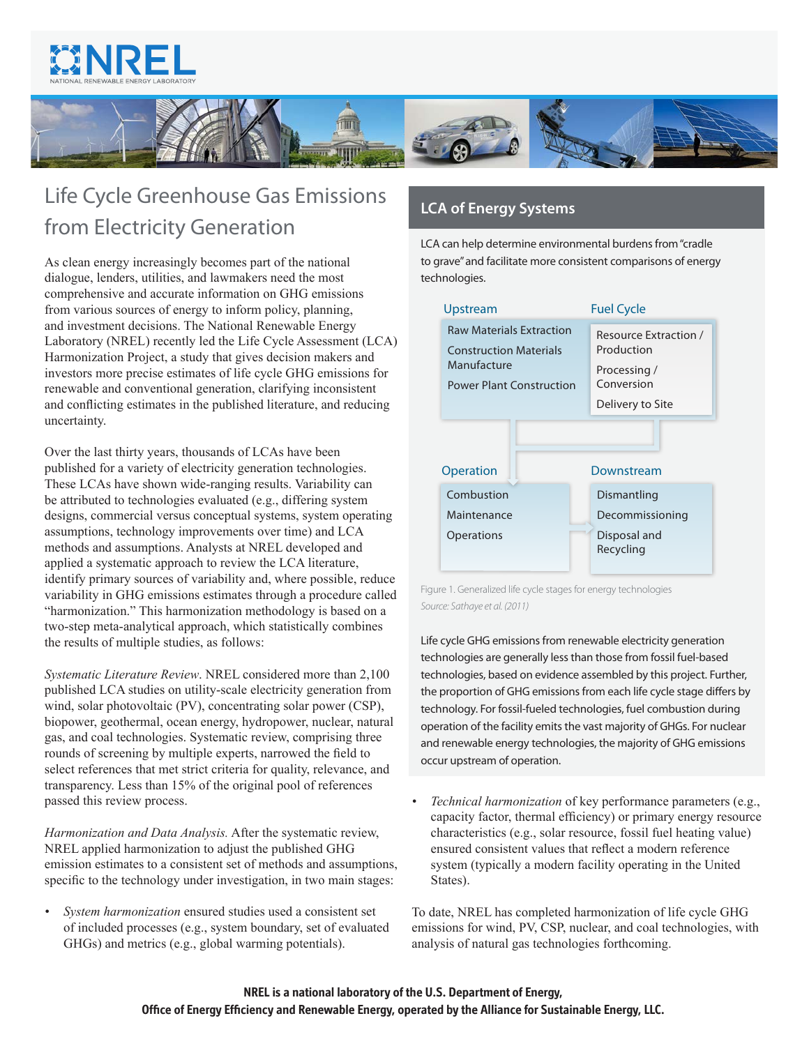# Life Cycle Greenhouse Gas Emissions from Electricity Generation

As clean energy increasingly becomes part of the national dialogue, lenders, utilities, and lawmakers need the most comprehensive and accurate information on GHG emissions from various sources of energy to inform policy, planning, and investment decisions. The National Renewable Energy Laboratory (NREL) recently led the Life Cycle Assessment (LCA) Harmonization Project, a study that gives decision makers and investors more precise estimates of life cycle GHG emissions for renewable and conventional generation, clarifying inconsistent and conflicting estimates in the published literature, and reducing uncertainty.

Over the last thirty years, thousands of LCAs have been published for a variety of electricity generation technologies. These LCAs have shown wide-ranging results. Variability can be attributed to technologies evaluated (e.g., differing system designs, commercial versus conceptual systems, system operating assumptions, technology improvements over time) and LCA methods and assumptions. Analysts at NREL developed and applied a systematic approach to review the LCA literature, identify primary sources of variability and, where possible, reduce variability in GHG emissions estimates through a procedure called "harmonization." This harmonization methodology is based on a two-step meta-analytical approach, which statistically combines the results of multiple studies, as follows:

*Systematic Literature Review*. NREL considered more than 2,100 published LCA studies on utility-scale electricity generation from wind, solar photovoltaic (PV), concentrating solar power (CSP), biopower, geothermal, ocean energy, hydropower, nuclear, natural gas, and coal technologies. Systematic review, comprising three rounds of screening by multiple experts, narrowed the field to select references that met strict criteria for quality, relevance, and transparency. Less than 15% of the original pool of references passed this review process.

*Harmonization and Data Analysis.* After the systematic review, NREL applied harmonization to adjust the published GHG emission estimates to a consistent set of methods and assumptions, specific to the technology under investigation, in two main stages:

- *System harmonization* ensured studies used a consistent set of included processes (e.g., system boundary, set of evaluated GHGs) and metrics (e.g., global warming potentials).
- *Technical harmonization* of key performance parameters (e.g., capacity factor, thermal efficiency) or primary energy resource characteristics (e.g., solar resource, fossil fuel heating value) ensured consistent values that reflect a modern reference system (typically a modern facility operating in the United States).

To date, NREL has completed harmonization of life cycle GHG emissions for wind, PV, CSP, nuclear, and coal technologies, with analysis of natural gas technologies forthcoming.

## LCA of Energy Systems

LCA can help determine environmental burdens from "cradle to grave" and facilitate more consistent comparisons of energy technologies.

| Upstream | Fuel Cycle |
|---|---|
| Raw Materials Extraction | Resource Extraction / Production |
| Construction Materials Manufacture | Processing / Conversion |
| Power Plant Construction | Delivery to Site |

| Operation | Downstream |
|---|---|
| Combustion | Dismantling |
| Maintenance | Decommissioning |
| Operations | Disposal and Recycling |

Figure 1. Generalized life cycle stages for energy technologies
*Source: Sathaye et al. (2011)*

Life cycle GHG emissions from renewable electricity generation technologies are generally less than those from fossil fuel-based technologies, based on evidence assembled by this project. Further, the proportion of GHG emissions from each life cycle stage differs by technology. For fossil-fueled technologies, fuel combustion during operation of the facility emits the vast majority of GHGs. For nuclear and renewable energy technologies, the majority of GHG emissions occur upstream of operation.

**NREL is a national laboratory of the U.S. Department of Energy, Office of Energy Efficiency and Renewable Energy, operated by the Alliance for Sustainable Energy, LLC.**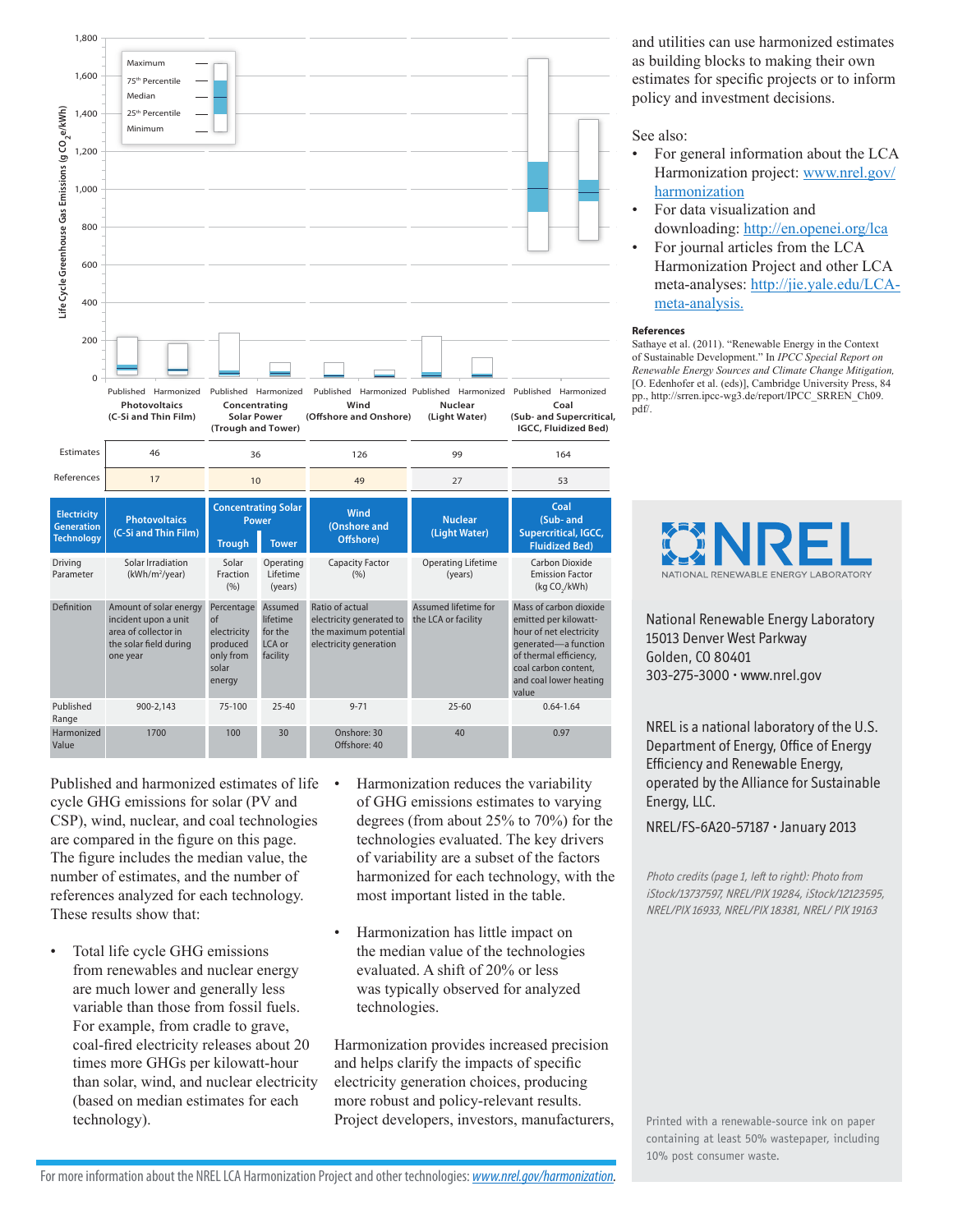1,800
1,600
1,400
1,200
1,000
800
600
400
200
0

Life Cycle Greenhouse Gas Emissions (g $CO_2$e/kWh)

Maximum
75th Percentile
Median
25th Percentile
Minimum

Published Harmonized
Photovoltaics (C-Si and Thin Film)

Published Harmonized
Concentrating Solar Power (Trough and Tower)

Published Harmonized
Wind (Offshore and Onshore)

Published Harmonized
Nuclear (Light Water)

Published Harmonized
Coal (Sub- and Supercritical, IGCC, Fluidized Bed)

| | Photovoltaics | Concentrating Solar Power | Wind | Nuclear | Coal |
|---|---|---|---|---|---|
| Estimates | 46 | 36 | 126 | 99 | 164 |
| References | 17 | 10 | 49 | 27 | 53 |

| Electricity Generation Technology | Photovoltaics (C-Si and Thin Film) | Concentrating Solar Power: Trough | Concentrating Solar Power: Tower | Wind (Onshore and Offshore) | Nuclear (Light Water) | Coal (Sub- and Supercritical, IGCC, Fluidized Bed) |
|---|---|---|---|---|---|---|
| Driving Parameter | Solar Irradiation (kWh/m²/year) | Solar Fraction (%) | Operating Lifetime (years) | Capacity Factor (%) | Operating Lifetime (years) | Carbon Dioxide Emission Factor (kg $CO_2$/kWh) |
| Definition | Amount of solar energy incident upon a unit area of collector in the solar field during one year | Percentage of electricity produced only from solar energy | Assumed lifetime for the LCA or facility | Ratio of actual electricity generated to the maximum potential electricity generation | Assumed lifetime for the LCA or facility | Mass of carbon dioxide emitted per kilowatt-hour of net electricity generated—a function of thermal efficiency, coal carbon content, and coal lower heating value |
| Published Range | 900-2,143 | 75-100 | 25-40 | 9-71 | 25-60 | 0.64-1.64 |
| Harmonized Value | 1700 | 100 | 30 | Onshore: 30<br>Offshore: 40 | 40 | 0.97 |

Published and harmonized estimates of life cycle GHG emissions for solar (PV and CSP), wind, nuclear, and coal technologies are compared in the figure on this page. The figure includes the median value, the number of estimates, and the number of references analyzed for each technology. These results show that:

- Total life cycle GHG emissions from renewables and nuclear energy are much lower and generally less variable than those from fossil fuels. For example, from cradle to grave, coal-fired electricity releases about 20 times more GHGs per kilowatt-hour than solar, wind, and nuclear electricity (based on median estimates for each technology).
- Harmonization reduces the variability of GHG emissions estimates to varying degrees (from about 25% to 70%) for the technologies evaluated. The key drivers of variability are a subset of the factors harmonized for each technology, with the most important listed in the table.
- Harmonization has little impact on the median value of the technologies evaluated. A shift of 20% or less was typically observed for analyzed technologies.

Harmonization provides increased precision and helps clarify the impacts of specific electricity generation choices, producing more robust and policy-relevant results. Project developers, investors, manufacturers, and utilities can use harmonized estimates as building blocks to making their own estimates for specific projects or to inform policy and investment decisions.

See also:

- For general information about the LCA Harmonization project: [www.nrel.gov/harmonization](www.nrel.gov/harmonization)
- For data visualization and downloading: [http://en.openei.org/lca](http://en.openei.org/lca)
- For journal articles from the LCA Harmonization Project and other LCA meta-analyses: [http://jie.yale.edu/LCA-meta-analysis.](http://jie.yale.edu/LCA-meta-analysis)

#### References

Sathaye et al. (2011). "Renewable Energy in the Context of Sustainable Development." In *IPCC Special Report on Renewable Energy Sources and Climate Change Mitigation,* [O. Edenhofer et al. (eds)], Cambridge University Press, 84 pp., http://srren.ipcc-wg3.de/report/IPCC_SRREN_Ch09.pdf/.

NREL
NATIONAL RENEWABLE ENERGY LABORATORY

National Renewable Energy Laboratory
15013 Denver West Parkway
Golden, CO 80401
303-275-3000 • www.nrel.gov

NREL is a national laboratory of the U.S. Department of Energy, Office of Energy Efficiency and Renewable Energy, operated by the Alliance for Sustainable Energy, LLC.

NREL/FS-6A20-57187 • January 2013

*Photo credits (page 1, left to right): Photo from iStock/13737597, NREL/PIX 19284, iStock/12123595, NREL/PIX 16933, NREL/PIX 18381, NREL/ PIX 19163*

Printed with a renewable-source ink on paper containing at least 50% wastepaper, including 10% post consumer waste.

For more information about the NREL LCA Harmonization Project and other technologies: *[www.nrel.gov/harmonization](www.nrel.gov/harmonization)*.